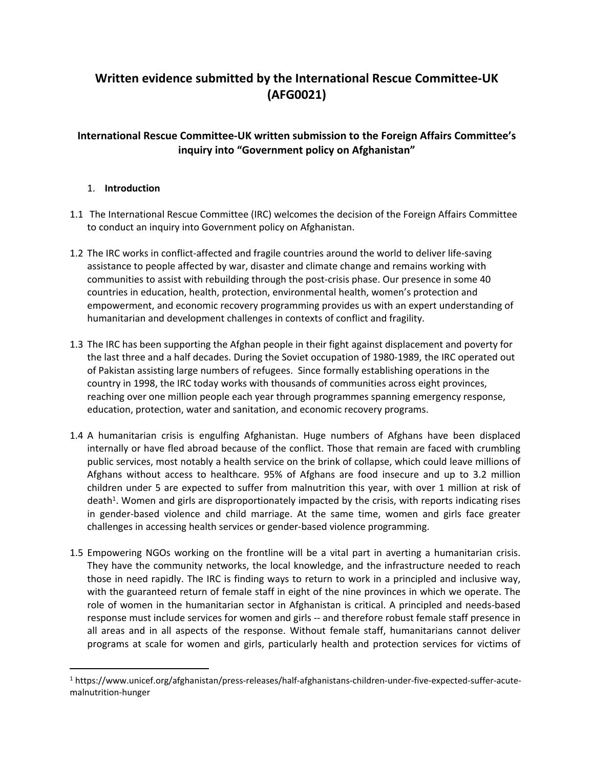# Written evidence submitted by the International Rescue Committee-UK (AFG0021)

## International Rescue Committee-UK written submission to the Foreign Affairs Committee's inquiry into "Government policy on Afghanistan"

### 1. Introduction

1.1 The International Rescue Committee (IRC) welcomes the decision of the Foreign Affairs Committee to conduct an inquiry into Government policy on Afghanistan.

1.2 The IRC works in conflict-affected and fragile countries around the world to deliver life-saving assistance to people affected by war, disaster and climate change and remains working with communities to assist with rebuilding through the post-crisis phase. Our presence in some 40 countries in education, health, protection, environmental health, women's protection and empowerment, and economic recovery programming provides us with an expert understanding of humanitarian and development challenges in contexts of conflict and fragility.

1.3 The IRC has been supporting the Afghan people in their fight against displacement and poverty for the last three and a half decades. During the Soviet occupation of 1980-1989, the IRC operated out of Pakistan assisting large numbers of refugees. Since formally establishing operations in the country in 1998, the IRC today works with thousands of communities across eight provinces, reaching over one million people each year through programmes spanning emergency response, education, protection, water and sanitation, and economic recovery programs.

1.4 A humanitarian crisis is engulfing Afghanistan. Huge numbers of Afghans have been displaced internally or have fled abroad because of the conflict. Those that remain are faced with crumbling public services, most notably a health service on the brink of collapse, which could leave millions of Afghans without access to healthcare. 95% of Afghans are food insecure and up to 3.2 million children under 5 are expected to suffer from malnutrition this year, with over 1 million at risk of death[1]. Women and girls are disproportionately impacted by the crisis, with reports indicating rises in gender-based violence and child marriage. At the same time, women and girls face greater challenges in accessing health services or gender-based violence programming.

1.5 Empowering NGOs working on the frontline will be a vital part in averting a humanitarian crisis. They have the community networks, the local knowledge, and the infrastructure needed to reach those in need rapidly. The IRC is finding ways to return to work in a principled and inclusive way, with the guaranteed return of female staff in eight of the nine provinces in which we operate. The role of women in the humanitarian sector in Afghanistan is critical. A principled and needs-based response must include services for women and girls -- and therefore robust female staff presence in all areas and in all aspects of the response. Without female staff, humanitarians cannot deliver programs at scale for women and girls, particularly health and protection services for victims of

[1] https://www.unicef.org/afghanistan/press-releases/half-afghanistans-children-under-five-expected-suffer-acute-malnutrition-hunger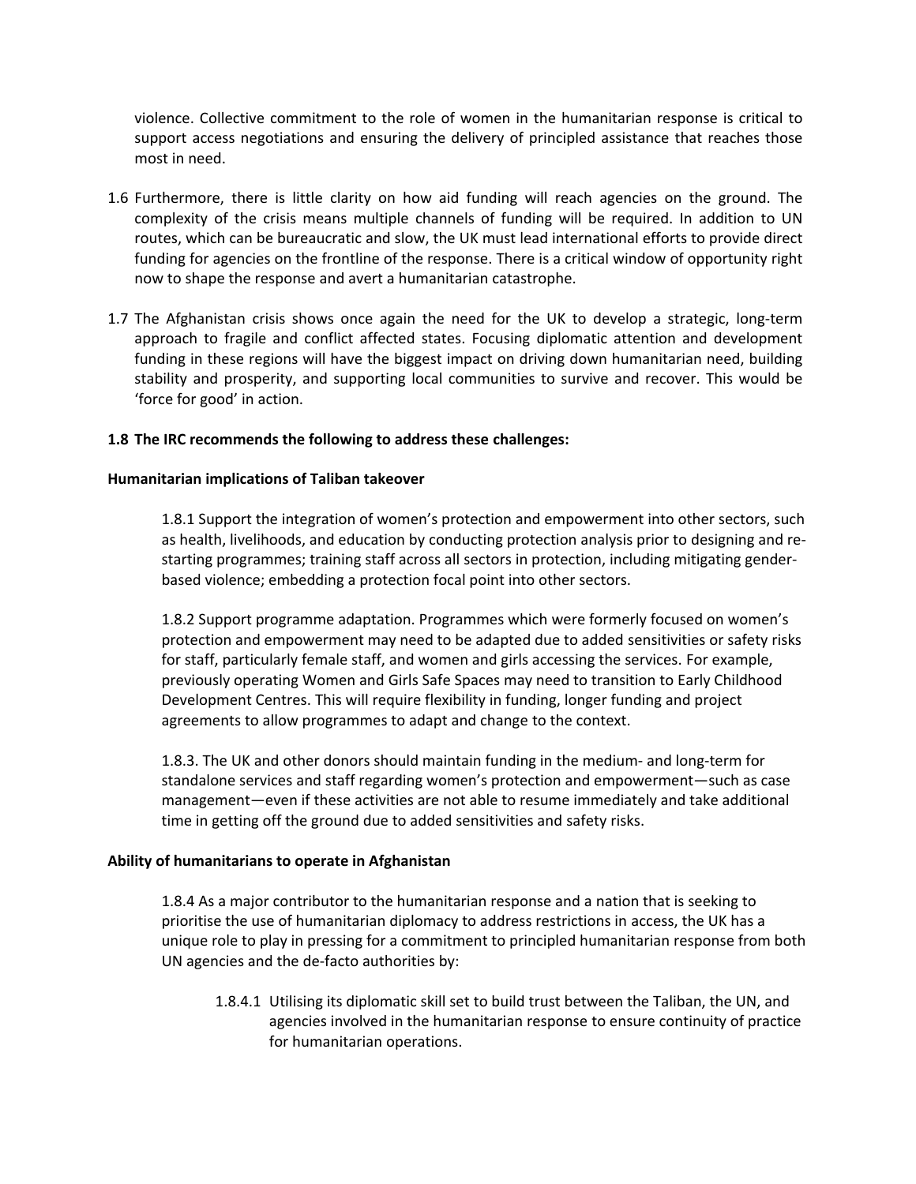violence. Collective commitment to the role of women in the humanitarian response is critical to support access negotiations and ensuring the delivery of principled assistance that reaches those most in need.

1.6 Furthermore, there is little clarity on how aid funding will reach agencies on the ground. The complexity of the crisis means multiple channels of funding will be required. In addition to UN routes, which can be bureaucratic and slow, the UK must lead international efforts to provide direct funding for agencies on the frontline of the response. There is a critical window of opportunity right now to shape the response and avert a humanitarian catastrophe.

1.7 The Afghanistan crisis shows once again the need for the UK to develop a strategic, long-term approach to fragile and conflict affected states. Focusing diplomatic attention and development funding in these regions will have the biggest impact on driving down humanitarian need, building stability and prosperity, and supporting local communities to survive and recover. This would be 'force for good' in action.

**1.8 The IRC recommends the following to address these challenges:**

**Humanitarian implications of Taliban takeover**

1.8.1 Support the integration of women's protection and empowerment into other sectors, such as health, livelihoods, and education by conducting protection analysis prior to designing and re-starting programmes; training staff across all sectors in protection, including mitigating gender-based violence; embedding a protection focal point into other sectors.

1.8.2 Support programme adaptation. Programmes which were formerly focused on women's protection and empowerment may need to be adapted due to added sensitivities or safety risks for staff, particularly female staff, and women and girls accessing the services. For example, previously operating Women and Girls Safe Spaces may need to transition to Early Childhood Development Centres. This will require flexibility in funding, longer funding and project agreements to allow programmes to adapt and change to the context.

1.8.3. The UK and other donors should maintain funding in the medium- and long-term for standalone services and staff regarding women's protection and empowerment—such as case management—even if these activities are not able to resume immediately and take additional time in getting off the ground due to added sensitivities and safety risks.

**Ability of humanitarians to operate in Afghanistan**

1.8.4 As a major contributor to the humanitarian response and a nation that is seeking to prioritise the use of humanitarian diplomacy to address restrictions in access, the UK has a unique role to play in pressing for a commitment to principled humanitarian response from both UN agencies and the de-facto authorities by:

1.8.4.1 Utilising its diplomatic skill set to build trust between the Taliban, the UN, and agencies involved in the humanitarian response to ensure continuity of practice for humanitarian operations.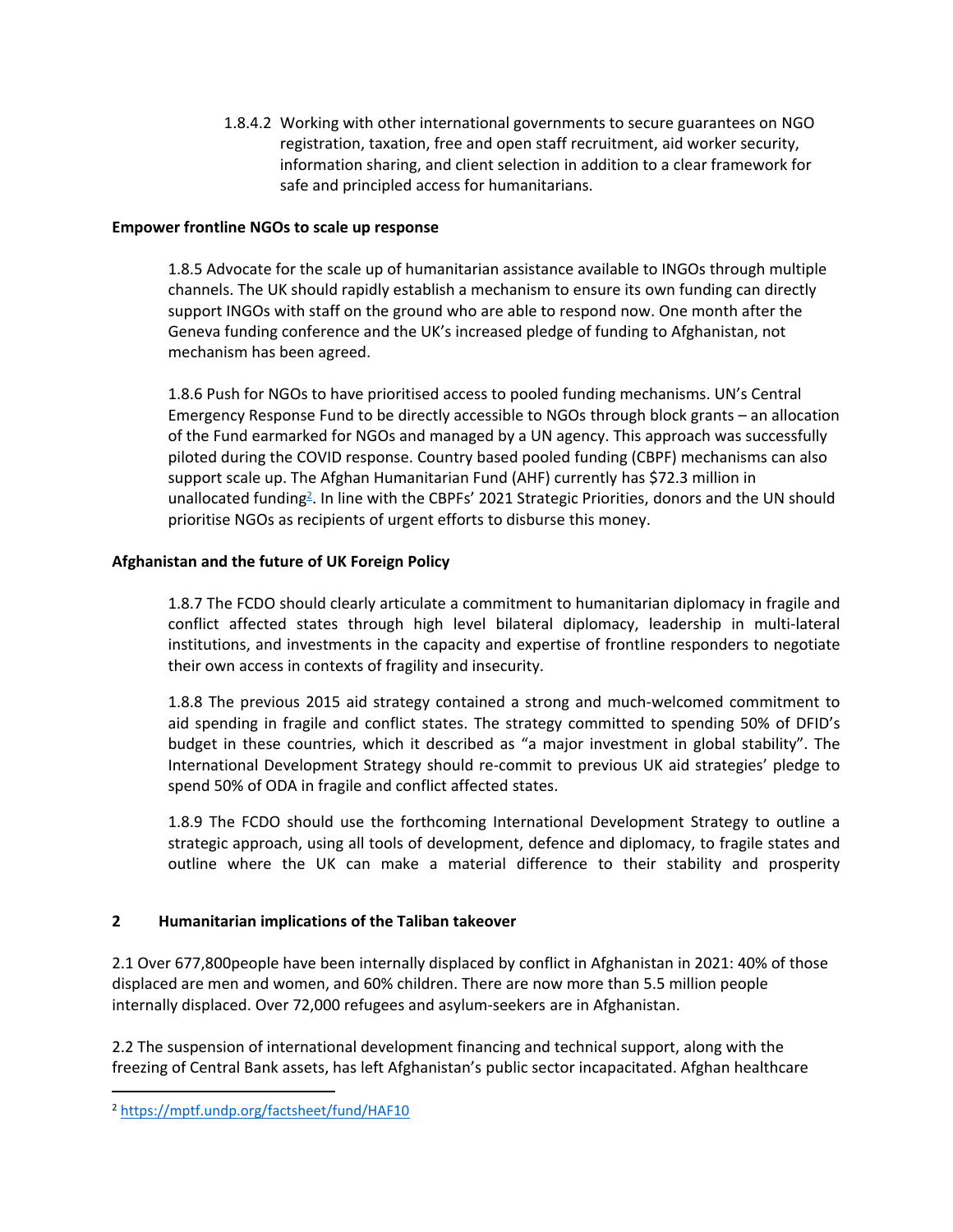1.8.4.2 Working with other international governments to secure guarantees on NGO registration, taxation, free and open staff recruitment, aid worker security, information sharing, and client selection in addition to a clear framework for safe and principled access for humanitarians.

**Empower frontline NGOs to scale up response**

1.8.5 Advocate for the scale up of humanitarian assistance available to INGOs through multiple channels. The UK should rapidly establish a mechanism to ensure its own funding can directly support INGOs with staff on the ground who are able to respond now. One month after the Geneva funding conference and the UK's increased pledge of funding to Afghanistan, not mechanism has been agreed.

1.8.6 Push for NGOs to have prioritised access to pooled funding mechanisms. UN's Central Emergency Response Fund to be directly accessible to NGOs through block grants – an allocation of the Fund earmarked for NGOs and managed by a UN agency. This approach was successfully piloted during the COVID response. Country based pooled funding (CBPF) mechanisms can also support scale up. The Afghan Humanitarian Fund (AHF) currently has $72.3 million in unallocated funding[2]. In line with the CBPFs' 2021 Strategic Priorities, donors and the UN should prioritise NGOs as recipients of urgent efforts to disburse this money.

**Afghanistan and the future of UK Foreign Policy**

1.8.7 The FCDO should clearly articulate a commitment to humanitarian diplomacy in fragile and conflict affected states through high level bilateral diplomacy, leadership in multi-lateral institutions, and investments in the capacity and expertise of frontline responders to negotiate their own access in contexts of fragility and insecurity.

1.8.8 The previous 2015 aid strategy contained a strong and much-welcomed commitment to aid spending in fragile and conflict states. The strategy committed to spending 50% of DFID's budget in these countries, which it described as "a major investment in global stability". The International Development Strategy should re-commit to previous UK aid strategies' pledge to spend 50% of ODA in fragile and conflict affected states.

1.8.9 The FCDO should use the forthcoming International Development Strategy to outline a strategic approach, using all tools of development, defence and diplomacy, to fragile states and outline where the UK can make a material difference to their stability and prosperity

## 2 Humanitarian implications of the Taliban takeover

2.1 Over 677,800people have been internally displaced by conflict in Afghanistan in 2021: 40% of those displaced are men and women, and 60% children. There are now more than 5.5 million people internally displaced. Over 72,000 refugees and asylum-seekers are in Afghanistan.

2.2 The suspension of international development financing and technical support, along with the freezing of Central Bank assets, has left Afghanistan's public sector incapacitated. Afghan healthcare

[2] https://mptf.undp.org/factsheet/fund/HAF10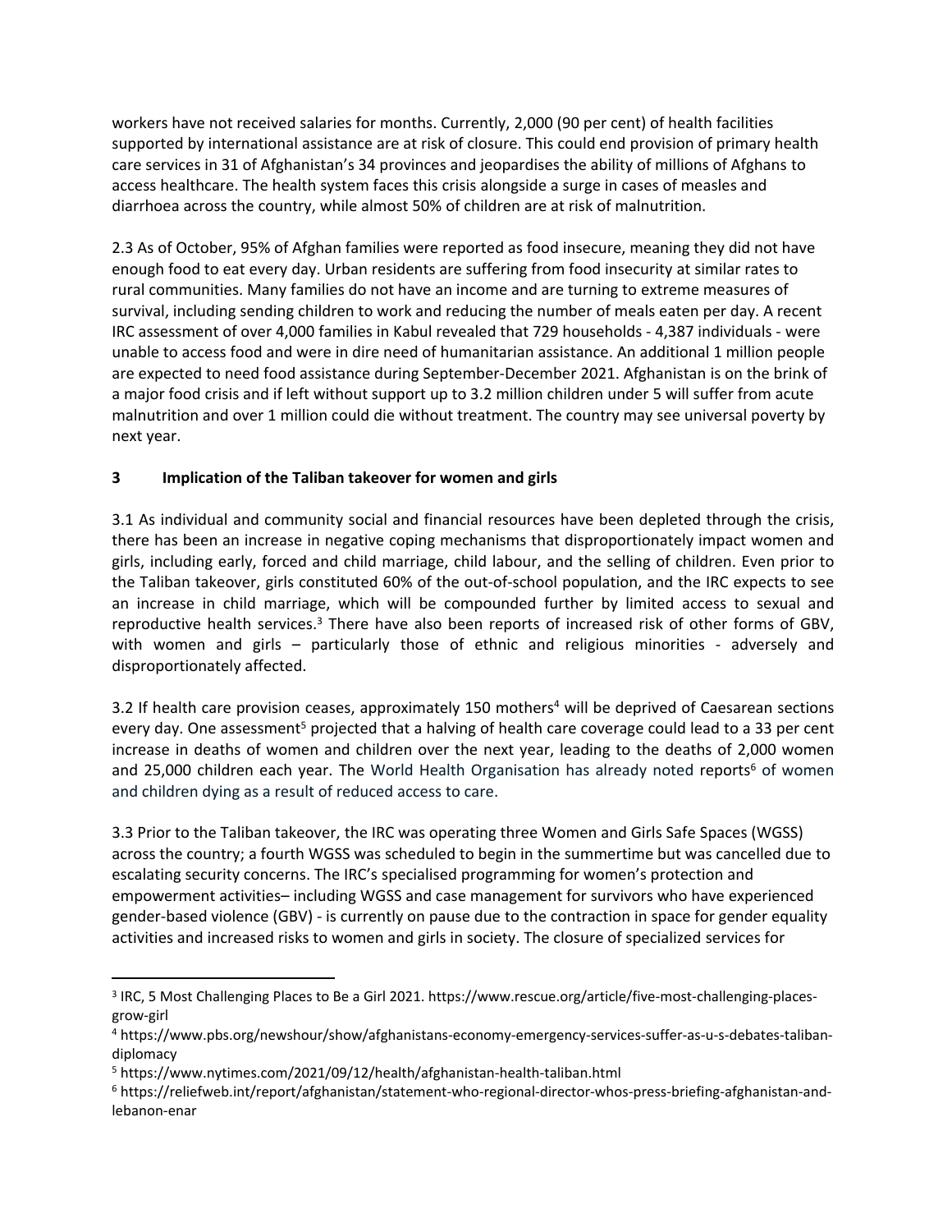workers have not received salaries for months. Currently, 2,000 (90 per cent) of health facilities supported by international assistance are at risk of closure. This could end provision of primary health care services in 31 of Afghanistan's 34 provinces and jeopardises the ability of millions of Afghans to access healthcare. The health system faces this crisis alongside a surge in cases of measles and diarrhoea across the country, while almost 50% of children are at risk of malnutrition.

2.3 As of October, 95% of Afghan families were reported as food insecure, meaning they did not have enough food to eat every day. Urban residents are suffering from food insecurity at similar rates to rural communities. Many families do not have an income and are turning to extreme measures of survival, including sending children to work and reducing the number of meals eaten per day. A recent IRC assessment of over 4,000 families in Kabul revealed that 729 households - 4,387 individuals - were unable to access food and were in dire need of humanitarian assistance. An additional 1 million people are expected to need food assistance during September-December 2021. Afghanistan is on the brink of a major food crisis and if left without support up to 3.2 million children under 5 will suffer from acute malnutrition and over 1 million could die without treatment. The country may see universal poverty by next year.

## 3 Implication of the Taliban takeover for women and girls

3.1 As individual and community social and financial resources have been depleted through the crisis, there has been an increase in negative coping mechanisms that disproportionately impact women and girls, including early, forced and child marriage, child labour, and the selling of children. Even prior to the Taliban takeover, girls constituted 60% of the out-of-school population, and the IRC expects to see an increase in child marriage, which will be compounded further by limited access to sexual and reproductive health services.[3] There have also been reports of increased risk of other forms of GBV, with women and girls – particularly those of ethnic and religious minorities - adversely and disproportionately affected.

3.2 If health care provision ceases, approximately 150 mothers[4] will be deprived of Caesarean sections every day. One assessment[5] projected that a halving of health care coverage could lead to a 33 per cent increase in deaths of women and children over the next year, leading to the deaths of 2,000 women and 25,000 children each year. The World Health Organisation has already noted reports[6] of women and children dying as a result of reduced access to care.

3.3 Prior to the Taliban takeover, the IRC was operating three Women and Girls Safe Spaces (WGSS) across the country; a fourth WGSS was scheduled to begin in the summertime but was cancelled due to escalating security concerns. The IRC's specialised programming for women's protection and empowerment activities– including WGSS and case management for survivors who have experienced gender-based violence (GBV) - is currently on pause due to the contraction in space for gender equality activities and increased risks to women and girls in society. The closure of specialized services for

---

[3] IRC, 5 Most Challenging Places to Be a Girl 2021. https://www.rescue.org/article/five-most-challenging-places-grow-girl

[4] https://www.pbs.org/newshour/show/afghanistans-economy-emergency-services-suffer-as-u-s-debates-taliban-diplomacy

[5] https://www.nytimes.com/2021/09/12/health/afghanistan-health-taliban.html

[6] https://reliefweb.int/report/afghanistan/statement-who-regional-director-whos-press-briefing-afghanistan-and-lebanon-enar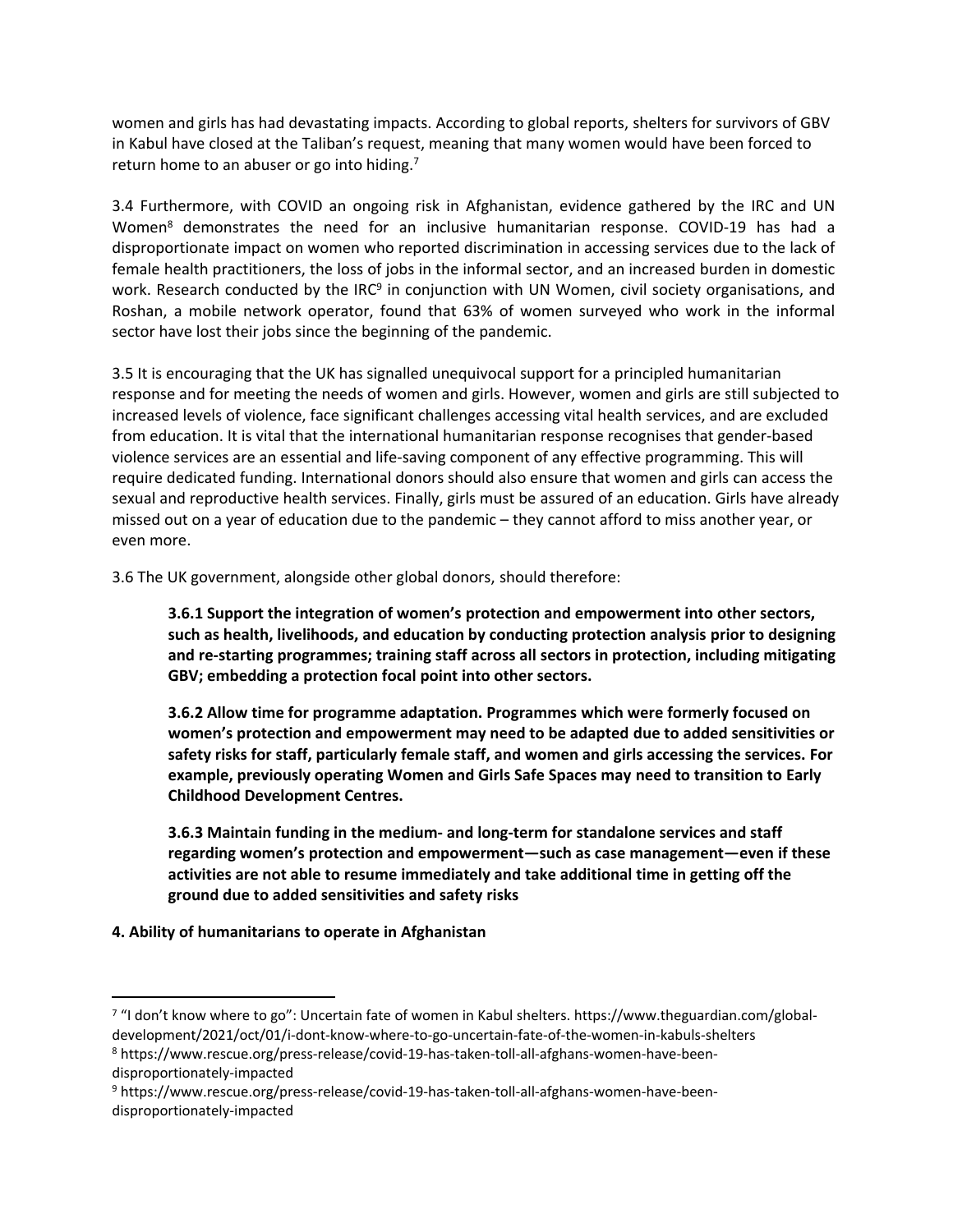women and girls has had devastating impacts. According to global reports, shelters for survivors of GBV in Kabul have closed at the Taliban's request, meaning that many women would have been forced to return home to an abuser or go into hiding.[7]

3.4 Furthermore, with COVID an ongoing risk in Afghanistan, evidence gathered by the IRC and UN Women[8] demonstrates the need for an inclusive humanitarian response. COVID-19 has had a disproportionate impact on women who reported discrimination in accessing services due to the lack of female health practitioners, the loss of jobs in the informal sector, and an increased burden in domestic work. Research conducted by the IRC[9] in conjunction with UN Women, civil society organisations, and Roshan, a mobile network operator, found that 63% of women surveyed who work in the informal sector have lost their jobs since the beginning of the pandemic.

3.5 It is encouraging that the UK has signalled unequivocal support for a principled humanitarian response and for meeting the needs of women and girls. However, women and girls are still subjected to increased levels of violence, face significant challenges accessing vital health services, and are excluded from education. It is vital that the international humanitarian response recognises that gender-based violence services are an essential and life-saving component of any effective programming. This will require dedicated funding. International donors should also ensure that women and girls can access the sexual and reproductive health services. Finally, girls must be assured of an education. Girls have already missed out on a year of education due to the pandemic – they cannot afford to miss another year, or even more.

3.6 The UK government, alongside other global donors, should therefore:

> **3.6.1 Support the integration of women's protection and empowerment into other sectors, such as health, livelihoods, and education by conducting protection analysis prior to designing and re-starting programmes; training staff across all sectors in protection, including mitigating GBV; embedding a protection focal point into other sectors.**
>
> **3.6.2 Allow time for programme adaptation. Programmes which were formerly focused on women's protection and empowerment may need to be adapted due to added sensitivities or safety risks for staff, particularly female staff, and women and girls accessing the services. For example, previously operating Women and Girls Safe Spaces may need to transition to Early Childhood Development Centres.**
>
> **3.6.3 Maintain funding in the medium- and long-term for standalone services and staff regarding women's protection and empowerment—such as case management—even if these activities are not able to resume immediately and take additional time in getting off the ground due to added sensitivities and safety risks**

**4. Ability of humanitarians to operate in Afghanistan**

---

[7] "I don't know where to go": Uncertain fate of women in Kabul shelters. https://www.theguardian.com/global-development/2021/oct/01/i-dont-know-where-to-go-uncertain-fate-of-the-women-in-kabuls-shelters

[8] https://www.rescue.org/press-release/covid-19-has-taken-toll-all-afghans-women-have-been-disproportionately-impacted

[9] https://www.rescue.org/press-release/covid-19-has-taken-toll-all-afghans-women-have-been-disproportionately-impacted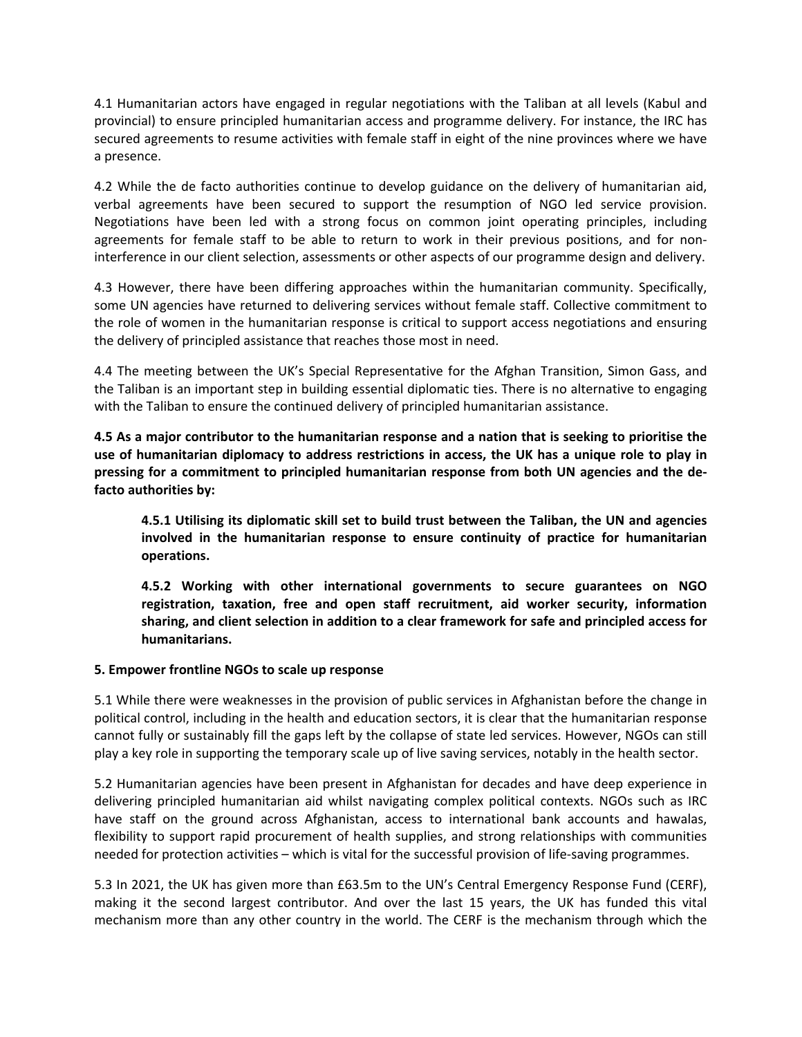4.1 Humanitarian actors have engaged in regular negotiations with the Taliban at all levels (Kabul and provincial) to ensure principled humanitarian access and programme delivery. For instance, the IRC has secured agreements to resume activities with female staff in eight of the nine provinces where we have a presence.

4.2 While the de facto authorities continue to develop guidance on the delivery of humanitarian aid, verbal agreements have been secured to support the resumption of NGO led service provision. Negotiations have been led with a strong focus on common joint operating principles, including agreements for female staff to be able to return to work in their previous positions, and for non-interference in our client selection, assessments or other aspects of our programme design and delivery.

4.3 However, there have been differing approaches within the humanitarian community. Specifically, some UN agencies have returned to delivering services without female staff. Collective commitment to the role of women in the humanitarian response is critical to support access negotiations and ensuring the delivery of principled assistance that reaches those most in need.

4.4 The meeting between the UK's Special Representative for the Afghan Transition, Simon Gass, and the Taliban is an important step in building essential diplomatic ties. There is no alternative to engaging with the Taliban to ensure the continued delivery of principled humanitarian assistance.

**4.5 As a major contributor to the humanitarian response and a nation that is seeking to prioritise the use of humanitarian diplomacy to address restrictions in access, the UK has a unique role to play in pressing for a commitment to principled humanitarian response from both UN agencies and the de-facto authorities by:**

> **4.5.1 Utilising its diplomatic skill set to build trust between the Taliban, the UN and agencies involved in the humanitarian response to ensure continuity of practice for humanitarian operations.**
>
> **4.5.2 Working with other international governments to secure guarantees on NGO registration, taxation, free and open staff recruitment, aid worker security, information sharing, and client selection in addition to a clear framework for safe and principled access for humanitarians.**

**5. Empower frontline NGOs to scale up response**

5.1 While there were weaknesses in the provision of public services in Afghanistan before the change in political control, including in the health and education sectors, it is clear that the humanitarian response cannot fully or sustainably fill the gaps left by the collapse of state led services. However, NGOs can still play a key role in supporting the temporary scale up of live saving services, notably in the health sector.

5.2 Humanitarian agencies have been present in Afghanistan for decades and have deep experience in delivering principled humanitarian aid whilst navigating complex political contexts. NGOs such as IRC have staff on the ground across Afghanistan, access to international bank accounts and hawalas, flexibility to support rapid procurement of health supplies, and strong relationships with communities needed for protection activities – which is vital for the successful provision of life-saving programmes.

5.3 In 2021, the UK has given more than £63.5m to the UN's Central Emergency Response Fund (CERF), making it the second largest contributor. And over the last 15 years, the UK has funded this vital mechanism more than any other country in the world. The CERF is the mechanism through which the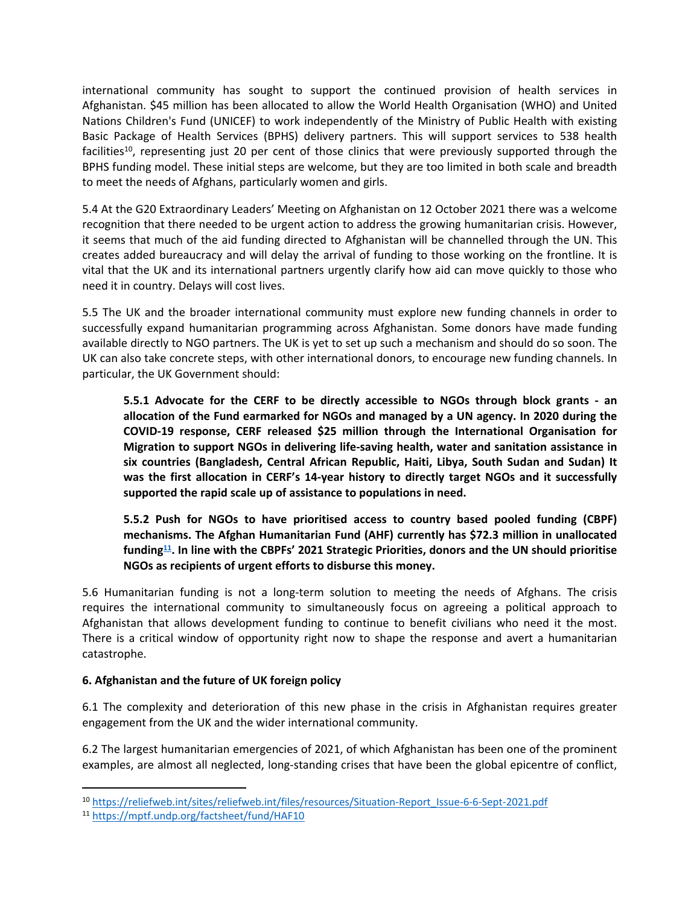international community has sought to support the continued provision of health services in Afghanistan. $45 million has been allocated to allow the World Health Organisation (WHO) and United Nations Children's Fund (UNICEF) to work independently of the Ministry of Public Health with existing Basic Package of Health Services (BPHS) delivery partners. This will support services to 538 health facilities[10], representing just 20 per cent of those clinics that were previously supported through the BPHS funding model. These initial steps are welcome, but they are too limited in both scale and breadth to meet the needs of Afghans, particularly women and girls.

5.4 At the G20 Extraordinary Leaders' Meeting on Afghanistan on 12 October 2021 there was a welcome recognition that there needed to be urgent action to address the growing humanitarian crisis. However, it seems that much of the aid funding directed to Afghanistan will be channelled through the UN. This creates added bureaucracy and will delay the arrival of funding to those working on the frontline. It is vital that the UK and its international partners urgently clarify how aid can move quickly to those who need it in country. Delays will cost lives.

5.5 The UK and the broader international community must explore new funding channels in order to successfully expand humanitarian programming across Afghanistan. Some donors have made funding available directly to NGO partners. The UK is yet to set up such a mechanism and should do so soon. The UK can also take concrete steps, with other international donors, to encourage new funding channels. In particular, the UK Government should:

> **5.5.1 Advocate for the CERF to be directly accessible to NGOs through block grants - an allocation of the Fund earmarked for NGOs and managed by a UN agency. In 2020 during the COVID-19 response, CERF released $25 million through the International Organisation for Migration to support NGOs in delivering life-saving health, water and sanitation assistance in six countries (Bangladesh, Central African Republic, Haiti, Libya, South Sudan and Sudan) It was the first allocation in CERF's 14-year history to directly target NGOs and it successfully supported the rapid scale up of assistance to populations in need.**
>
> **5.5.2 Push for NGOs to have prioritised access to country based pooled funding (CBPF) mechanisms. The Afghan Humanitarian Fund (AHF) currently has $72.3 million in unallocated funding[11]. In line with the CBPFs' 2021 Strategic Priorities, donors and the UN should prioritise NGOs as recipients of urgent efforts to disburse this money.**

5.6 Humanitarian funding is not a long-term solution to meeting the needs of Afghans. The crisis requires the international community to simultaneously focus on agreeing a political approach to Afghanistan that allows development funding to continue to benefit civilians who need it the most. There is a critical window of opportunity right now to shape the response and avert a humanitarian catastrophe.

**6. Afghanistan and the future of UK foreign policy**

6.1 The complexity and deterioration of this new phase in the crisis in Afghanistan requires greater engagement from the UK and the wider international community.

6.2 The largest humanitarian emergencies of 2021, of which Afghanistan has been one of the prominent examples, are almost all neglected, long-standing crises that have been the global epicentre of conflict,

---

[10] https://reliefweb.int/sites/reliefweb.int/files/resources/Situation-Report_Issue-6-6-Sept-2021.pdf

[11] https://mptf.undp.org/factsheet/fund/HAF10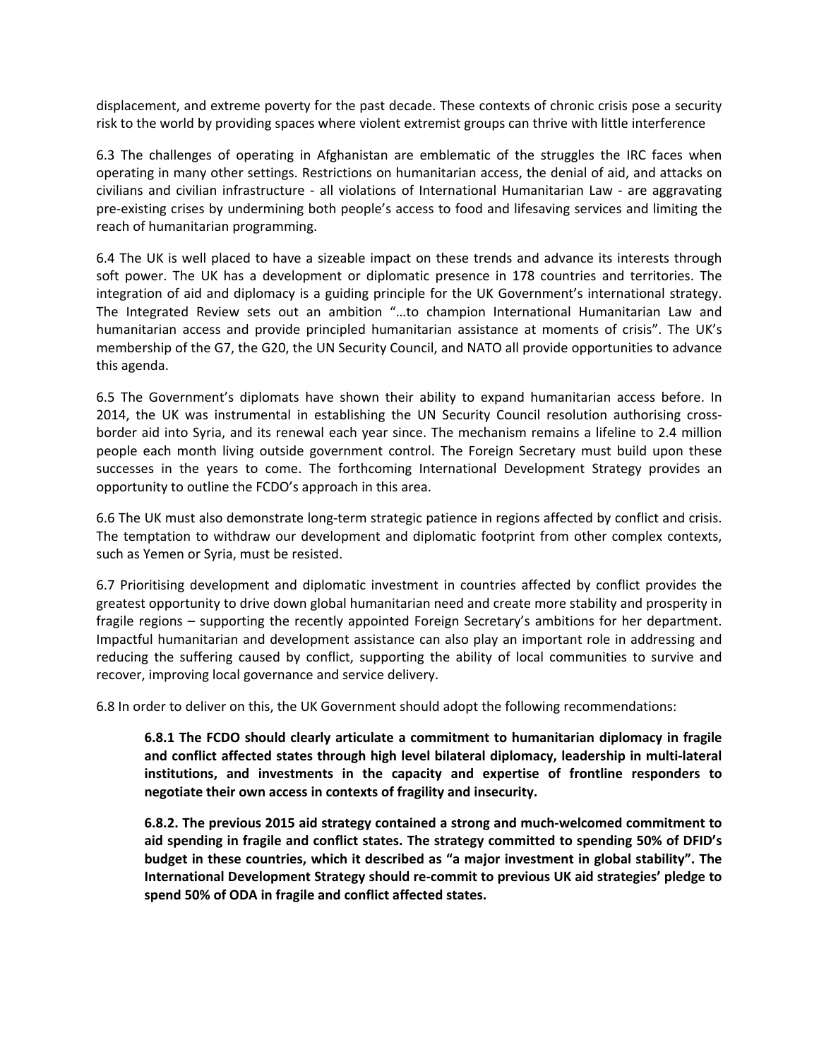displacement, and extreme poverty for the past decade. These contexts of chronic crisis pose a security risk to the world by providing spaces where violent extremist groups can thrive with little interference

6.3 The challenges of operating in Afghanistan are emblematic of the struggles the IRC faces when operating in many other settings. Restrictions on humanitarian access, the denial of aid, and attacks on civilians and civilian infrastructure - all violations of International Humanitarian Law - are aggravating pre-existing crises by undermining both people's access to food and lifesaving services and limiting the reach of humanitarian programming.

6.4 The UK is well placed to have a sizeable impact on these trends and advance its interests through soft power. The UK has a development or diplomatic presence in 178 countries and territories. The integration of aid and diplomacy is a guiding principle for the UK Government's international strategy. The Integrated Review sets out an ambition "…to champion International Humanitarian Law and humanitarian access and provide principled humanitarian assistance at moments of crisis". The UK's membership of the G7, the G20, the UN Security Council, and NATO all provide opportunities to advance this agenda.

6.5 The Government's diplomats have shown their ability to expand humanitarian access before. In 2014, the UK was instrumental in establishing the UN Security Council resolution authorising cross-border aid into Syria, and its renewal each year since. The mechanism remains a lifeline to 2.4 million people each month living outside government control. The Foreign Secretary must build upon these successes in the years to come. The forthcoming International Development Strategy provides an opportunity to outline the FCDO's approach in this area.

6.6 The UK must also demonstrate long-term strategic patience in regions affected by conflict and crisis. The temptation to withdraw our development and diplomatic footprint from other complex contexts, such as Yemen or Syria, must be resisted.

6.7 Prioritising development and diplomatic investment in countries affected by conflict provides the greatest opportunity to drive down global humanitarian need and create more stability and prosperity in fragile regions – supporting the recently appointed Foreign Secretary's ambitions for her department. Impactful humanitarian and development assistance can also play an important role in addressing and reducing the suffering caused by conflict, supporting the ability of local communities to survive and recover, improving local governance and service delivery.

6.8 In order to deliver on this, the UK Government should adopt the following recommendations:

> **6.8.1 The FCDO should clearly articulate a commitment to humanitarian diplomacy in fragile and conflict affected states through high level bilateral diplomacy, leadership in multi-lateral institutions, and investments in the capacity and expertise of frontline responders to negotiate their own access in contexts of fragility and insecurity.**
>
> **6.8.2. The previous 2015 aid strategy contained a strong and much-welcomed commitment to aid spending in fragile and conflict states. The strategy committed to spending 50% of DFID's budget in these countries, which it described as "a major investment in global stability". The International Development Strategy should re-commit to previous UK aid strategies' pledge to spend 50% of ODA in fragile and conflict affected states.**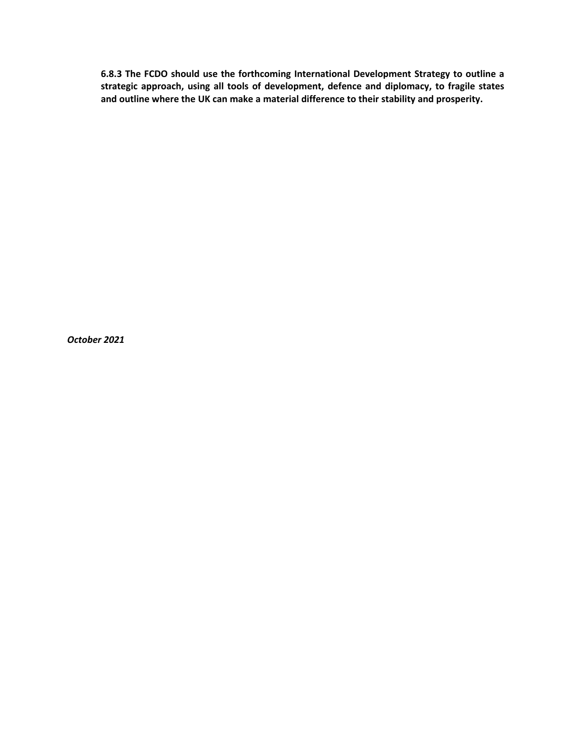**6.8.3 The FCDO should use the forthcoming International Development Strategy to outline a strategic approach, using all tools of development, defence and diplomacy, to fragile states and outline where the UK can make a material difference to their stability and prosperity.**

***October 2021***